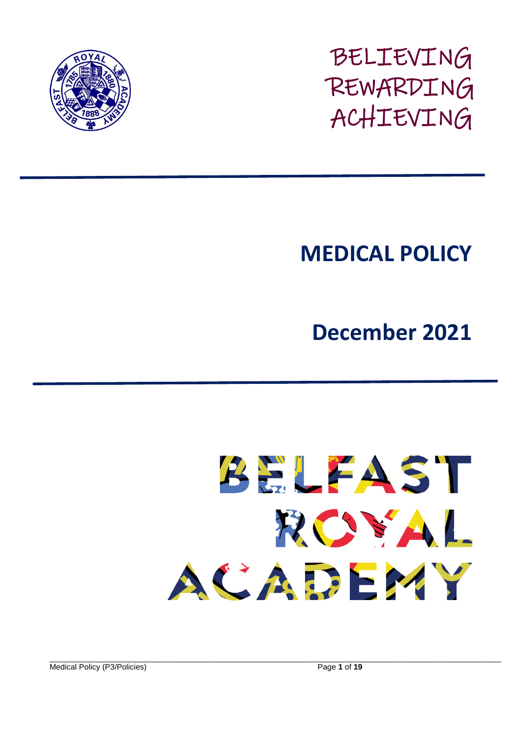BELIEVING
REWARDING
ACHIEVING

# MEDICAL POLICY

## December 2021

BELFAST
ROYAL
ACADEMY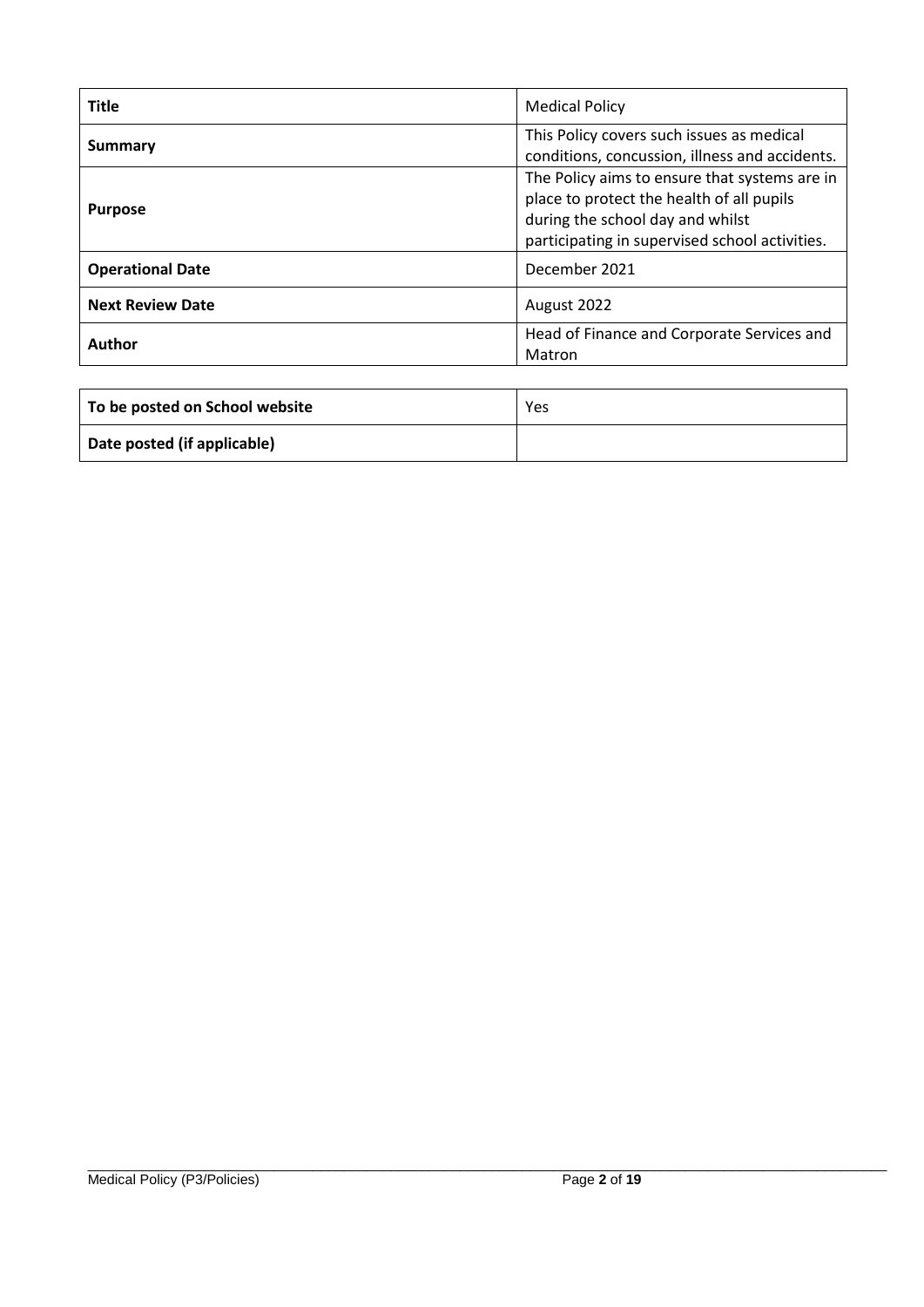| **Title** | Medical Policy |
|---|---|
| **Summary** | This Policy covers such issues as medical conditions, concussion, illness and accidents. |
| **Purpose** | The Policy aims to ensure that systems are in place to protect the health of all pupils during the school day and whilst participating in supervised school activities. |
| **Operational Date** | December 2021 |
| **Next Review Date** | August 2022 |
| **Author** | Head of Finance and Corporate Services and Matron |

| **To be posted on School website** | Yes |
|---|---|
| **Date posted (if applicable)** | |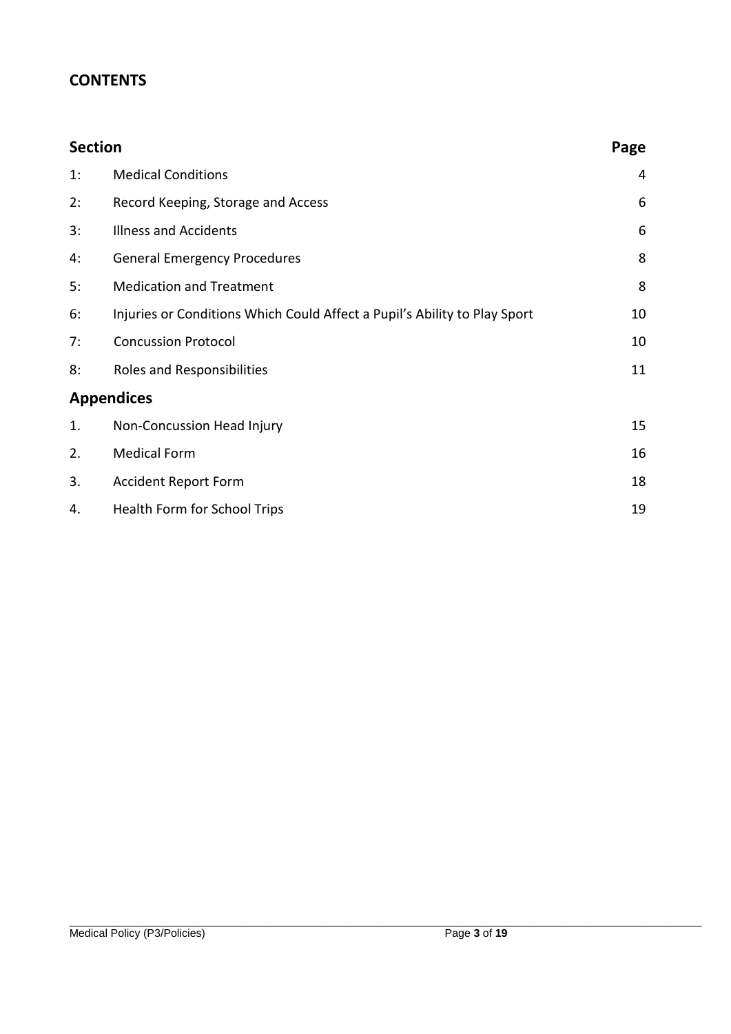## CONTENTS

| Section | | Page |
|---|---|---|
| 1: | Medical Conditions | 4 |
| 2: | Record Keeping, Storage and Access | 6 |
| 3: | Illness and Accidents | 6 |
| 4: | General Emergency Procedures | 8 |
| 5: | Medication and Treatment | 8 |
| 6: | Injuries or Conditions Which Could Affect a Pupil's Ability to Play Sport | 10 |
| 7: | Concussion Protocol | 10 |
| 8: | Roles and Responsibilities | 11 |
| **Appendices** | | |
| 1. | Non-Concussion Head Injury | 15 |
| 2. | Medical Form | 16 |
| 3. | Accident Report Form | 18 |
| 4. | Health Form for School Trips | 19 |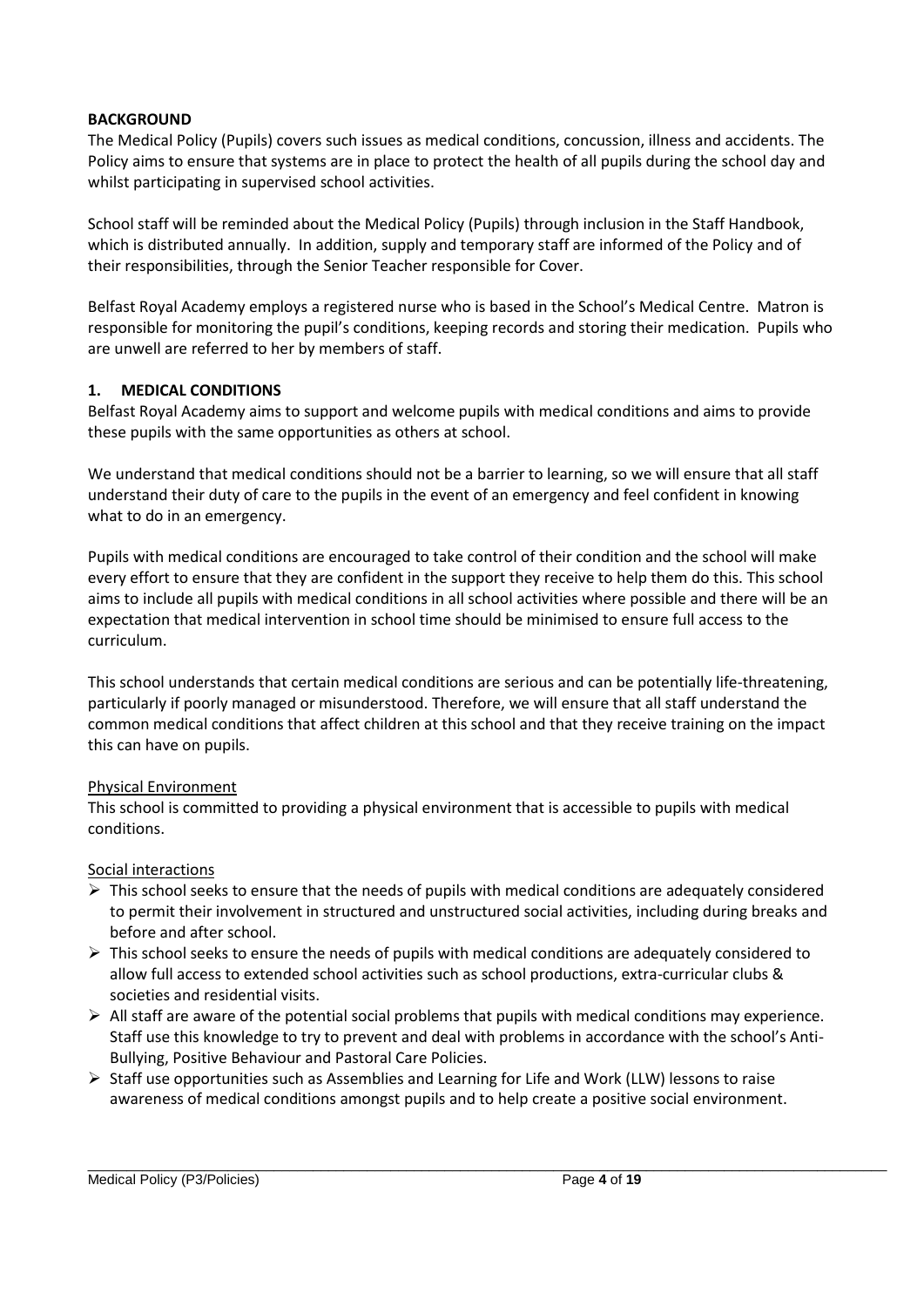**BACKGROUND**

The Medical Policy (Pupils) covers such issues as medical conditions, concussion, illness and accidents. The Policy aims to ensure that systems are in place to protect the health of all pupils during the school day and whilst participating in supervised school activities.

School staff will be reminded about the Medical Policy (Pupils) through inclusion in the Staff Handbook, which is distributed annually. In addition, supply and temporary staff are informed of the Policy and of their responsibilities, through the Senior Teacher responsible for Cover.

Belfast Royal Academy employs a registered nurse who is based in the School's Medical Centre. Matron is responsible for monitoring the pupil's conditions, keeping records and storing their medication. Pupils who are unwell are referred to her by members of staff.

**1. MEDICAL CONDITIONS**

Belfast Royal Academy aims to support and welcome pupils with medical conditions and aims to provide these pupils with the same opportunities as others at school.

We understand that medical conditions should not be a barrier to learning, so we will ensure that all staff understand their duty of care to the pupils in the event of an emergency and feel confident in knowing what to do in an emergency.

Pupils with medical conditions are encouraged to take control of their condition and the school will make every effort to ensure that they are confident in the support they receive to help them do this. This school aims to include all pupils with medical conditions in all school activities where possible and there will be an expectation that medical intervention in school time should be minimised to ensure full access to the curriculum.

This school understands that certain medical conditions are serious and can be potentially life-threatening, particularly if poorly managed or misunderstood. Therefore, we will ensure that all staff understand the common medical conditions that affect children at this school and that they receive training on the impact this can have on pupils.

Physical Environment

This school is committed to providing a physical environment that is accessible to pupils with medical conditions.

Social interactions

- This school seeks to ensure that the needs of pupils with medical conditions are adequately considered to permit their involvement in structured and unstructured social activities, including during breaks and before and after school.
- This school seeks to ensure the needs of pupils with medical conditions are adequately considered to allow full access to extended school activities such as school productions, extra-curricular clubs & societies and residential visits.
- All staff are aware of the potential social problems that pupils with medical conditions may experience. Staff use this knowledge to try to prevent and deal with problems in accordance with the school's Anti-Bullying, Positive Behaviour and Pastoral Care Policies.
- Staff use opportunities such as Assemblies and Learning for Life and Work (LLW) lessons to raise awareness of medical conditions amongst pupils and to help create a positive social environment.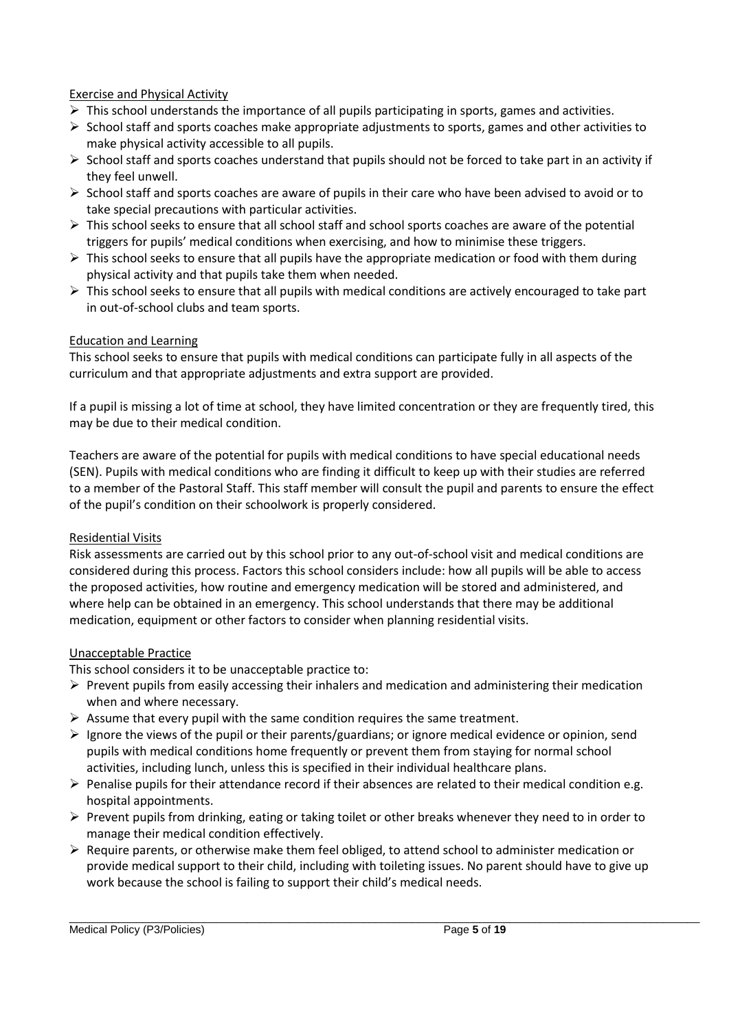Exercise and Physical Activity

- This school understands the importance of all pupils participating in sports, games and activities.
- School staff and sports coaches make appropriate adjustments to sports, games and other activities to make physical activity accessible to all pupils.
- School staff and sports coaches understand that pupils should not be forced to take part in an activity if they feel unwell.
- School staff and sports coaches are aware of pupils in their care who have been advised to avoid or to take special precautions with particular activities.
- This school seeks to ensure that all school staff and school sports coaches are aware of the potential triggers for pupils' medical conditions when exercising, and how to minimise these triggers.
- This school seeks to ensure that all pupils have the appropriate medication or food with them during physical activity and that pupils take them when needed.
- This school seeks to ensure that all pupils with medical conditions are actively encouraged to take part in out-of-school clubs and team sports.

Education and Learning

This school seeks to ensure that pupils with medical conditions can participate fully in all aspects of the curriculum and that appropriate adjustments and extra support are provided.

If a pupil is missing a lot of time at school, they have limited concentration or they are frequently tired, this may be due to their medical condition.

Teachers are aware of the potential for pupils with medical conditions to have special educational needs (SEN). Pupils with medical conditions who are finding it difficult to keep up with their studies are referred to a member of the Pastoral Staff. This staff member will consult the pupil and parents to ensure the effect of the pupil's condition on their schoolwork is properly considered.

Residential Visits

Risk assessments are carried out by this school prior to any out-of-school visit and medical conditions are considered during this process. Factors this school considers include: how all pupils will be able to access the proposed activities, how routine and emergency medication will be stored and administered, and where help can be obtained in an emergency. This school understands that there may be additional medication, equipment or other factors to consider when planning residential visits.

Unacceptable Practice

This school considers it to be unacceptable practice to:

- Prevent pupils from easily accessing their inhalers and medication and administering their medication when and where necessary.
- Assume that every pupil with the same condition requires the same treatment.
- Ignore the views of the pupil or their parents/guardians; or ignore medical evidence or opinion, send pupils with medical conditions home frequently or prevent them from staying for normal school activities, including lunch, unless this is specified in their individual healthcare plans.
- Penalise pupils for their attendance record if their absences are related to their medical condition e.g. hospital appointments.
- Prevent pupils from drinking, eating or taking toilet or other breaks whenever they need to in order to manage their medical condition effectively.
- Require parents, or otherwise make them feel obliged, to attend school to administer medication or provide medical support to their child, including with toileting issues. No parent should have to give up work because the school is failing to support their child's medical needs.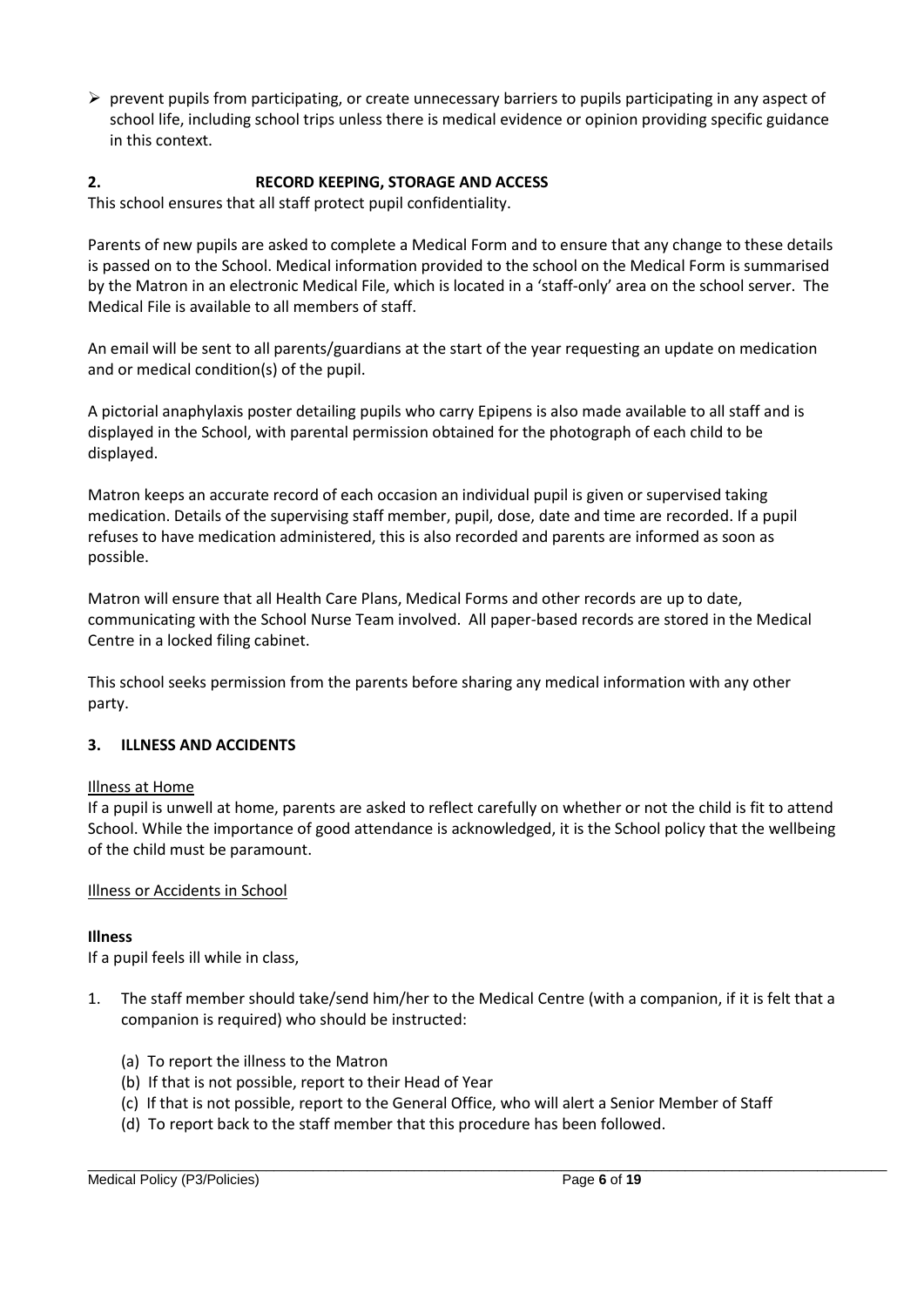- prevent pupils from participating, or create unnecessary barriers to pupils participating in any aspect of school life, including school trips unless there is medical evidence or opinion providing specific guidance in this context.

## 2. RECORD KEEPING, STORAGE AND ACCESS

This school ensures that all staff protect pupil confidentiality.

Parents of new pupils are asked to complete a Medical Form and to ensure that any change to these details is passed on to the School. Medical information provided to the school on the Medical Form is summarised by the Matron in an electronic Medical File, which is located in a 'staff-only' area on the school server. The Medical File is available to all members of staff.

An email will be sent to all parents/guardians at the start of the year requesting an update on medication and or medical condition(s) of the pupil.

A pictorial anaphylaxis poster detailing pupils who carry Epipens is also made available to all staff and is displayed in the School, with parental permission obtained for the photograph of each child to be displayed.

Matron keeps an accurate record of each occasion an individual pupil is given or supervised taking medication. Details of the supervising staff member, pupil, dose, date and time are recorded. If a pupil refuses to have medication administered, this is also recorded and parents are informed as soon as possible.

Matron will ensure that all Health Care Plans, Medical Forms and other records are up to date, communicating with the School Nurse Team involved. All paper-based records are stored in the Medical Centre in a locked filing cabinet.

This school seeks permission from the parents before sharing any medical information with any other party.

## 3. ILLNESS AND ACCIDENTS

Illness at Home

If a pupil is unwell at home, parents are asked to reflect carefully on whether or not the child is fit to attend School. While the importance of good attendance is acknowledged, it is the School policy that the wellbeing of the child must be paramount.

Illness or Accidents in School

**Illness**

If a pupil feels ill while in class,

1. The staff member should take/send him/her to the Medical Centre (with a companion, if it is felt that a companion is required) who should be instructed:

   (a) To report the illness to the Matron
   (b) If that is not possible, report to their Head of Year
   (c) If that is not possible, report to the General Office, who will alert a Senior Member of Staff
   (d) To report back to the staff member that this procedure has been followed.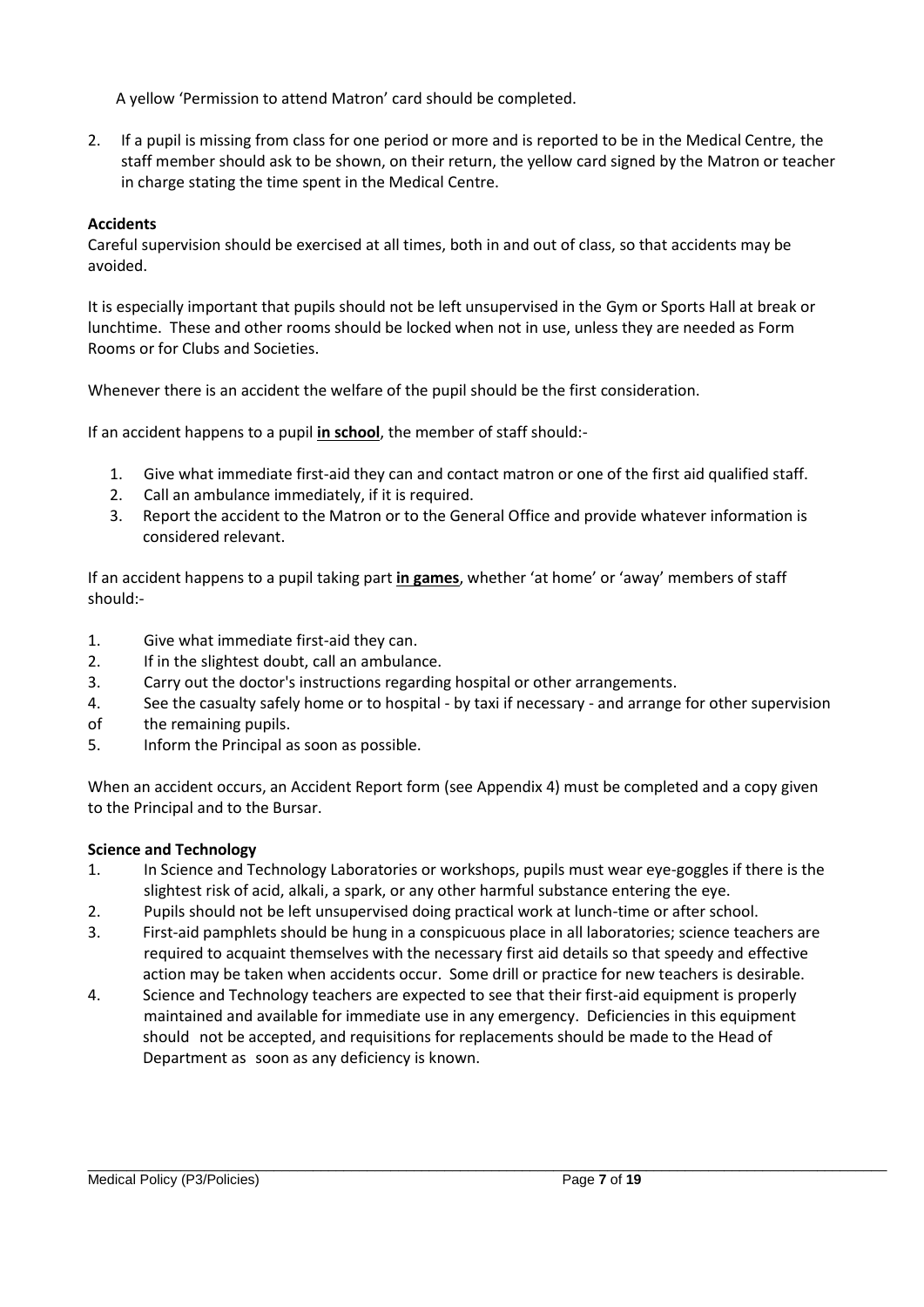A yellow 'Permission to attend Matron' card should be completed.

2. If a pupil is missing from class for one period or more and is reported to be in the Medical Centre, the staff member should ask to be shown, on their return, the yellow card signed by the Matron or teacher in charge stating the time spent in the Medical Centre.

**Accidents**

Careful supervision should be exercised at all times, both in and out of class, so that accidents may be avoided.

It is especially important that pupils should not be left unsupervised in the Gym or Sports Hall at break or lunchtime. These and other rooms should be locked when not in use, unless they are needed as Form Rooms or for Clubs and Societies.

Whenever there is an accident the welfare of the pupil should be the first consideration.

If an accident happens to a pupil **in school**, the member of staff should:-

1. Give what immediate first-aid they can and contact matron or one of the first aid qualified staff.
2. Call an ambulance immediately, if it is required.
3. Report the accident to the Matron or to the General Office and provide whatever information is considered relevant.

If an accident happens to a pupil taking part **in games**, whether 'at home' or 'away' members of staff should:-

1. Give what immediate first-aid they can.
2. If in the slightest doubt, call an ambulance.
3. Carry out the doctor's instructions regarding hospital or other arrangements.
4. See the casualty safely home or to hospital - by taxi if necessary - and arrange for other supervision of the remaining pupils.
5. Inform the Principal as soon as possible.

When an accident occurs, an Accident Report form (see Appendix 4) must be completed and a copy given to the Principal and to the Bursar.

**Science and Technology**

1. In Science and Technology Laboratories or workshops, pupils must wear eye-goggles if there is the slightest risk of acid, alkali, a spark, or any other harmful substance entering the eye.
2. Pupils should not be left unsupervised doing practical work at lunch-time or after school.
3. First-aid pamphlets should be hung in a conspicuous place in all laboratories; science teachers are required to acquaint themselves with the necessary first aid details so that speedy and effective action may be taken when accidents occur. Some drill or practice for new teachers is desirable.
4. Science and Technology teachers are expected to see that their first-aid equipment is properly maintained and available for immediate use in any emergency. Deficiencies in this equipment should not be accepted, and requisitions for replacements should be made to the Head of Department as soon as any deficiency is known.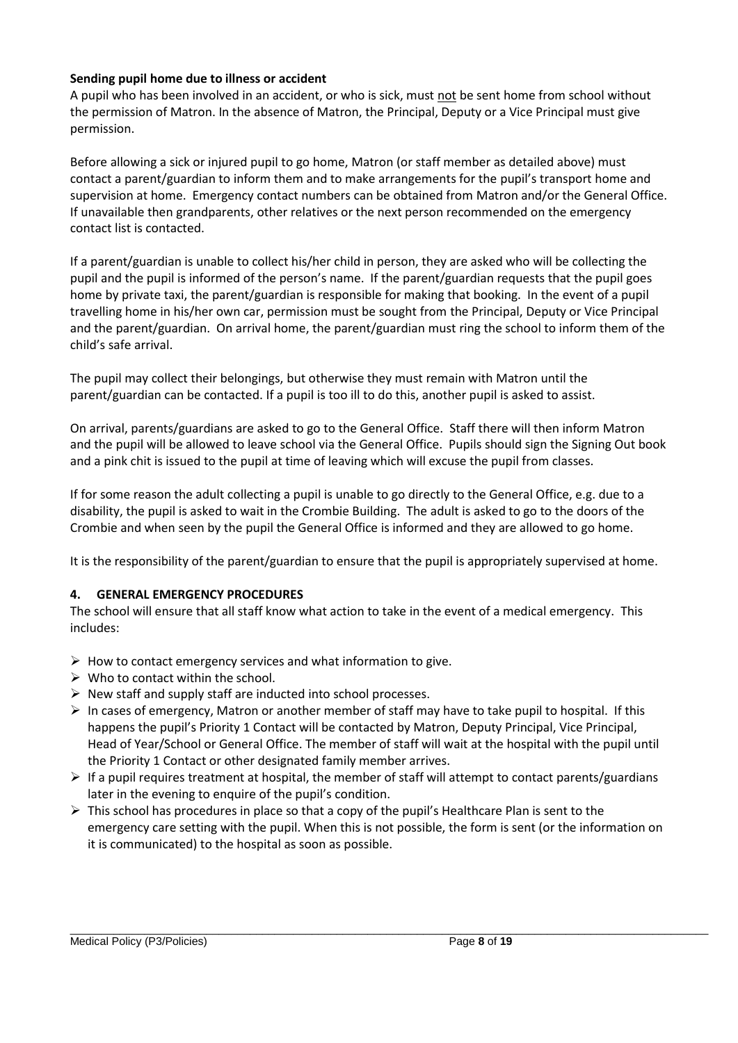**Sending pupil home due to illness or accident**

A pupil who has been involved in an accident, or who is sick, must <u>not</u> be sent home from school without the permission of Matron. In the absence of Matron, the Principal, Deputy or a Vice Principal must give permission.

Before allowing a sick or injured pupil to go home, Matron (or staff member as detailed above) must contact a parent/guardian to inform them and to make arrangements for the pupil's transport home and supervision at home. Emergency contact numbers can be obtained from Matron and/or the General Office. If unavailable then grandparents, other relatives or the next person recommended on the emergency contact list is contacted.

If a parent/guardian is unable to collect his/her child in person, they are asked who will be collecting the pupil and the pupil is informed of the person's name. If the parent/guardian requests that the pupil goes home by private taxi, the parent/guardian is responsible for making that booking. In the event of a pupil travelling home in his/her own car, permission must be sought from the Principal, Deputy or Vice Principal and the parent/guardian. On arrival home, the parent/guardian must ring the school to inform them of the child's safe arrival.

The pupil may collect their belongings, but otherwise they must remain with Matron until the parent/guardian can be contacted. If a pupil is too ill to do this, another pupil is asked to assist.

On arrival, parents/guardians are asked to go to the General Office. Staff there will then inform Matron and the pupil will be allowed to leave school via the General Office. Pupils should sign the Signing Out book and a pink chit is issued to the pupil at time of leaving which will excuse the pupil from classes.

If for some reason the adult collecting a pupil is unable to go directly to the General Office, e.g. due to a disability, the pupil is asked to wait in the Crombie Building. The adult is asked to go to the doors of the Crombie and when seen by the pupil the General Office is informed and they are allowed to go home.

It is the responsibility of the parent/guardian to ensure that the pupil is appropriately supervised at home.

## 4. GENERAL EMERGENCY PROCEDURES

The school will ensure that all staff know what action to take in the event of a medical emergency. This includes:

- How to contact emergency services and what information to give.
- Who to contact within the school.
- New staff and supply staff are inducted into school processes.
- In cases of emergency, Matron or another member of staff may have to take pupil to hospital. If this happens the pupil's Priority 1 Contact will be contacted by Matron, Deputy Principal, Vice Principal, Head of Year/School or General Office. The member of staff will wait at the hospital with the pupil until the Priority 1 Contact or other designated family member arrives.
- If a pupil requires treatment at hospital, the member of staff will attempt to contact parents/guardians later in the evening to enquire of the pupil's condition.
- This school has procedures in place so that a copy of the pupil's Healthcare Plan is sent to the emergency care setting with the pupil. When this is not possible, the form is sent (or the information on it is communicated) to the hospital as soon as possible.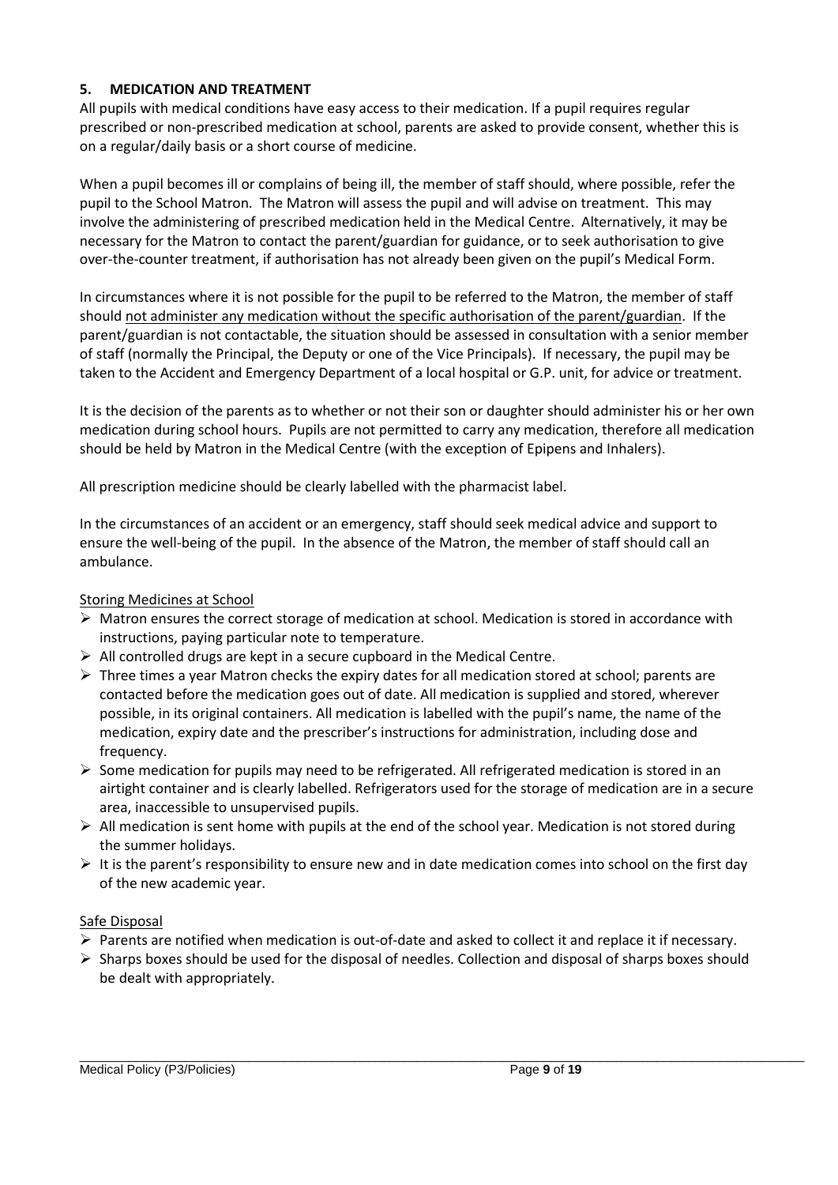## 5. MEDICATION AND TREATMENT

All pupils with medical conditions have easy access to their medication. If a pupil requires regular prescribed or non-prescribed medication at school, parents are asked to provide consent, whether this is on a regular/daily basis or a short course of medicine.

When a pupil becomes ill or complains of being ill, the member of staff should, where possible, refer the pupil to the School Matron. The Matron will assess the pupil and will advise on treatment. This may involve the administering of prescribed medication held in the Medical Centre. Alternatively, it may be necessary for the Matron to contact the parent/guardian for guidance, or to seek authorisation to give over-the-counter treatment, if authorisation has not already been given on the pupil's Medical Form.

In circumstances where it is not possible for the pupil to be referred to the Matron, the member of staff should <u>not administer any medication without the specific authorisation of the parent/guardian</u>. If the parent/guardian is not contactable, the situation should be assessed in consultation with a senior member of staff (normally the Principal, the Deputy or one of the Vice Principals). If necessary, the pupil may be taken to the Accident and Emergency Department of a local hospital or G.P. unit, for advice or treatment.

It is the decision of the parents as to whether or not their son or daughter should administer his or her own medication during school hours. Pupils are not permitted to carry any medication, therefore all medication should be held by Matron in the Medical Centre (with the exception of Epipens and Inhalers).

All prescription medicine should be clearly labelled with the pharmacist label.

In the circumstances of an accident or an emergency, staff should seek medical advice and support to ensure the well-being of the pupil. In the absence of the Matron, the member of staff should call an ambulance.

<u>Storing Medicines at School</u>

- Matron ensures the correct storage of medication at school. Medication is stored in accordance with instructions, paying particular note to temperature.
- All controlled drugs are kept in a secure cupboard in the Medical Centre.
- Three times a year Matron checks the expiry dates for all medication stored at school; parents are contacted before the medication goes out of date. All medication is supplied and stored, wherever possible, in its original containers. All medication is labelled with the pupil's name, the name of the medication, expiry date and the prescriber's instructions for administration, including dose and frequency.
- Some medication for pupils may need to be refrigerated. All refrigerated medication is stored in an airtight container and is clearly labelled. Refrigerators used for the storage of medication are in a secure area, inaccessible to unsupervised pupils.
- All medication is sent home with pupils at the end of the school year. Medication is not stored during the summer holidays.
- It is the parent's responsibility to ensure new and in date medication comes into school on the first day of the new academic year.

<u>Safe Disposal</u>

- Parents are notified when medication is out-of-date and asked to collect it and replace it if necessary.
- Sharps boxes should be used for the disposal of needles. Collection and disposal of sharps boxes should be dealt with appropriately.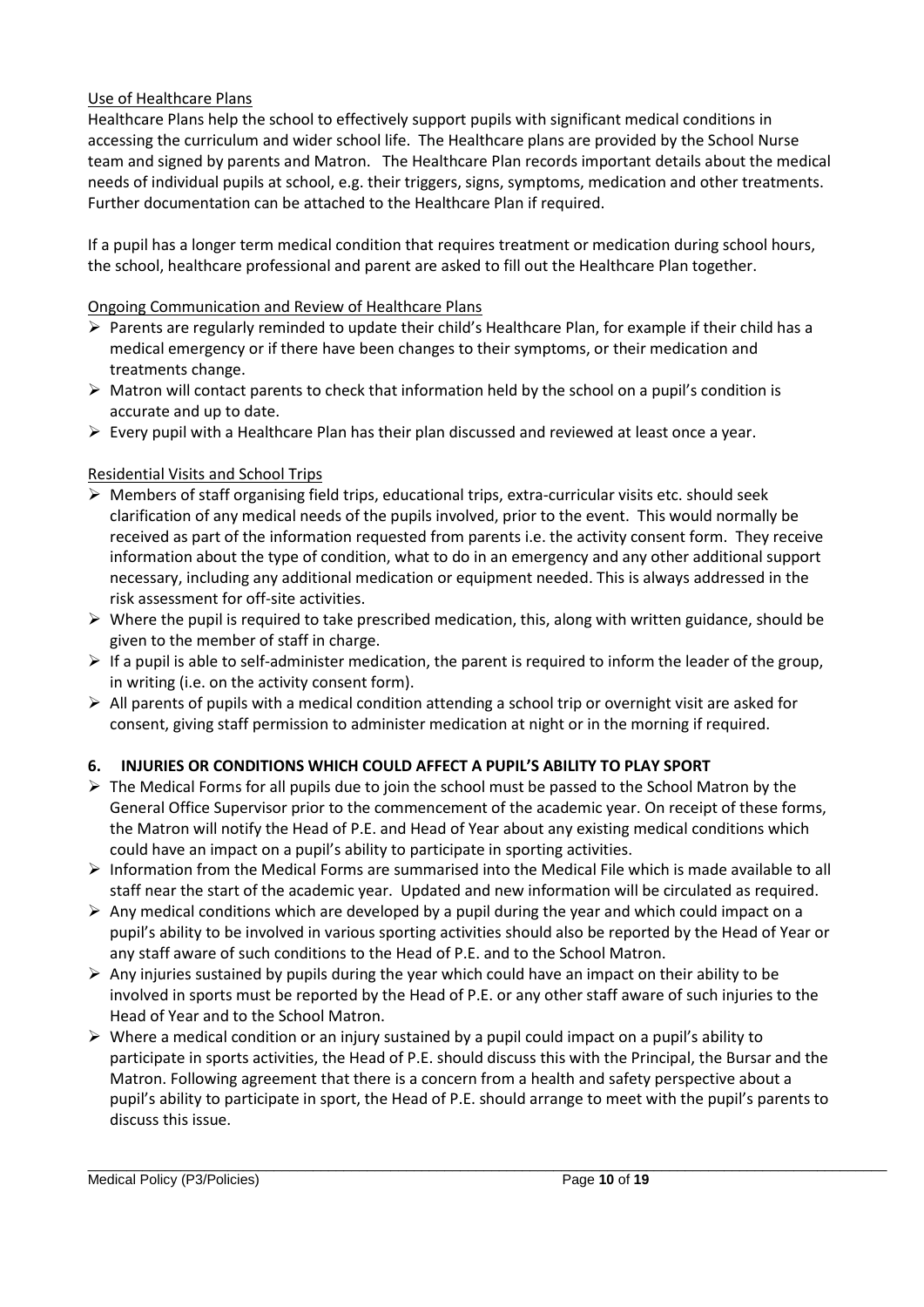Use of Healthcare Plans

Healthcare Plans help the school to effectively support pupils with significant medical conditions in accessing the curriculum and wider school life. The Healthcare plans are provided by the School Nurse team and signed by parents and Matron. The Healthcare Plan records important details about the medical needs of individual pupils at school, e.g. their triggers, signs, symptoms, medication and other treatments. Further documentation can be attached to the Healthcare Plan if required.

If a pupil has a longer term medical condition that requires treatment or medication during school hours, the school, healthcare professional and parent are asked to fill out the Healthcare Plan together.

Ongoing Communication and Review of Healthcare Plans

- Parents are regularly reminded to update their child's Healthcare Plan, for example if their child has a medical emergency or if there have been changes to their symptoms, or their medication and treatments change.
- Matron will contact parents to check that information held by the school on a pupil's condition is accurate and up to date.
- Every pupil with a Healthcare Plan has their plan discussed and reviewed at least once a year.

Residential Visits and School Trips

- Members of staff organising field trips, educational trips, extra-curricular visits etc. should seek clarification of any medical needs of the pupils involved, prior to the event. This would normally be received as part of the information requested from parents i.e. the activity consent form. They receive information about the type of condition, what to do in an emergency and any other additional support necessary, including any additional medication or equipment needed. This is always addressed in the risk assessment for off-site activities.
- Where the pupil is required to take prescribed medication, this, along with written guidance, should be given to the member of staff in charge.
- If a pupil is able to self-administer medication, the parent is required to inform the leader of the group, in writing (i.e. on the activity consent form).
- All parents of pupils with a medical condition attending a school trip or overnight visit are asked for consent, giving staff permission to administer medication at night or in the morning if required.

## 6. INJURIES OR CONDITIONS WHICH COULD AFFECT A PUPIL'S ABILITY TO PLAY SPORT

- The Medical Forms for all pupils due to join the school must be passed to the School Matron by the General Office Supervisor prior to the commencement of the academic year. On receipt of these forms, the Matron will notify the Head of P.E. and Head of Year about any existing medical conditions which could have an impact on a pupil's ability to participate in sporting activities.
- Information from the Medical Forms are summarised into the Medical File which is made available to all staff near the start of the academic year. Updated and new information will be circulated as required.
- Any medical conditions which are developed by a pupil during the year and which could impact on a pupil's ability to be involved in various sporting activities should also be reported by the Head of Year or any staff aware of such conditions to the Head of P.E. and to the School Matron.
- Any injuries sustained by pupils during the year which could have an impact on their ability to be involved in sports must be reported by the Head of P.E. or any other staff aware of such injuries to the Head of Year and to the School Matron.
- Where a medical condition or an injury sustained by a pupil could impact on a pupil's ability to participate in sports activities, the Head of P.E. should discuss this with the Principal, the Bursar and the Matron. Following agreement that there is a concern from a health and safety perspective about a pupil's ability to participate in sport, the Head of P.E. should arrange to meet with the pupil's parents to discuss this issue.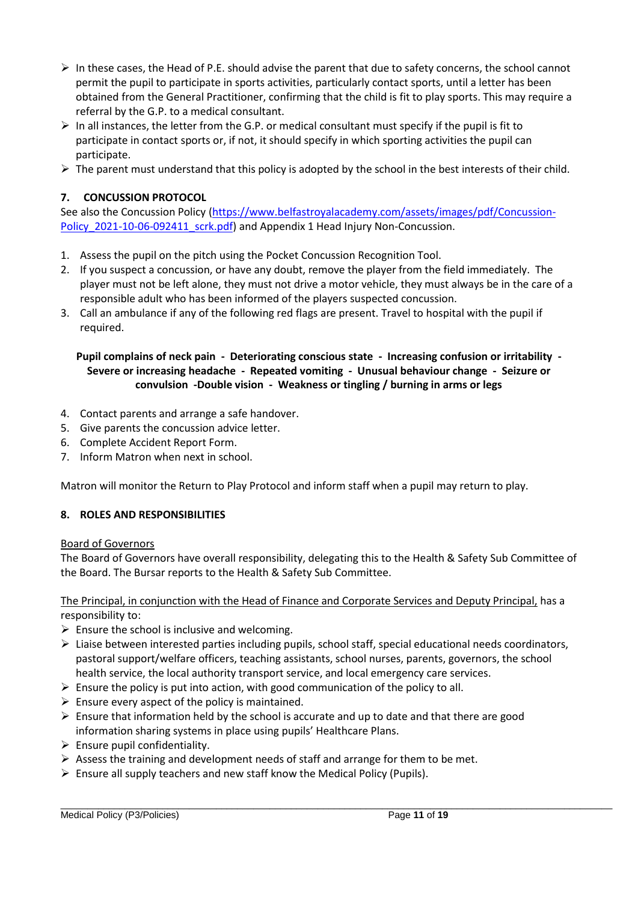- In these cases, the Head of P.E. should advise the parent that due to safety concerns, the school cannot permit the pupil to participate in sports activities, particularly contact sports, until a letter has been obtained from the General Practitioner, confirming that the child is fit to play sports. This may require a referral by the G.P. to a medical consultant.
- In all instances, the letter from the G.P. or medical consultant must specify if the pupil is fit to participate in contact sports or, if not, it should specify in which sporting activities the pupil can participate.
- The parent must understand that this policy is adopted by the school in the best interests of their child.

## 7. CONCUSSION PROTOCOL

See also the Concussion Policy ([https://www.belfastroyalacademy.com/assets/images/pdf/Concussion-Policy_2021-10-06-092411_scrk.pdf](https://www.belfastroyalacademy.com/assets/images/pdf/Concussion-Policy_2021-10-06-092411_scrk.pdf)) and Appendix 1 Head Injury Non-Concussion.

1. Assess the pupil on the pitch using the Pocket Concussion Recognition Tool.
2. If you suspect a concussion, or have any doubt, remove the player from the field immediately. The player must not be left alone, they must not drive a motor vehicle, they must always be in the care of a responsible adult who has been informed of the players suspected concussion.
3. Call an ambulance if any of the following red flags are present. Travel to hospital with the pupil if required.

**Pupil complains of neck pain - Deteriorating conscious state - Increasing confusion or irritability - Severe or increasing headache - Repeated vomiting - Unusual behaviour change - Seizure or convulsion -Double vision - Weakness or tingling / burning in arms or legs**

4. Contact parents and arrange a safe handover.
5. Give parents the concussion advice letter.
6. Complete Accident Report Form.
7. Inform Matron when next in school.

Matron will monitor the Return to Play Protocol and inform staff when a pupil may return to play.

## 8. ROLES AND RESPONSIBILITIES

Board of Governors

The Board of Governors have overall responsibility, delegating this to the Health & Safety Sub Committee of the Board. The Bursar reports to the Health & Safety Sub Committee.

The Principal, in conjunction with the Head of Finance and Corporate Services and Deputy Principal, has a responsibility to:

- Ensure the school is inclusive and welcoming.
- Liaise between interested parties including pupils, school staff, special educational needs coordinators, pastoral support/welfare officers, teaching assistants, school nurses, parents, governors, the school health service, the local authority transport service, and local emergency care services.
- Ensure the policy is put into action, with good communication of the policy to all.
- Ensure every aspect of the policy is maintained.
- Ensure that information held by the school is accurate and up to date and that there are good information sharing systems in place using pupils' Healthcare Plans.
- Ensure pupil confidentiality.
- Assess the training and development needs of staff and arrange for them to be met.
- Ensure all supply teachers and new staff know the Medical Policy (Pupils).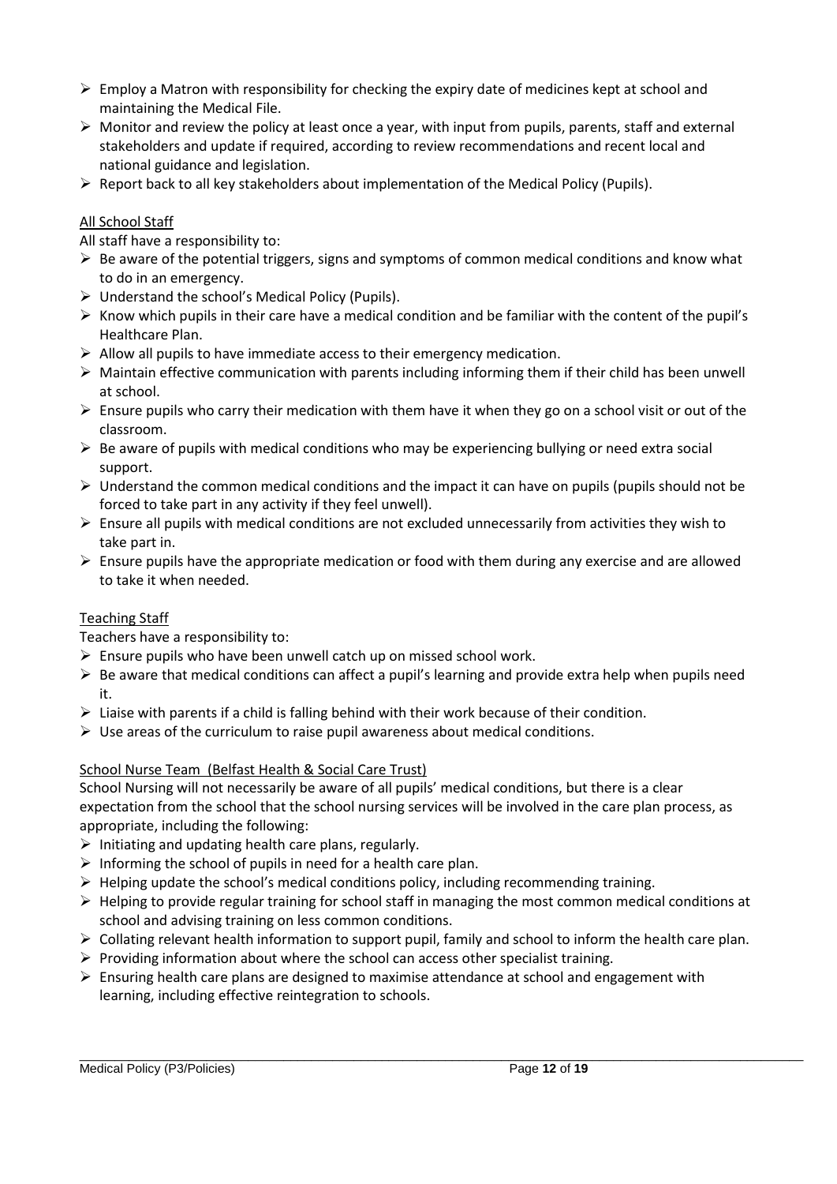- Employ a Matron with responsibility for checking the expiry date of medicines kept at school and maintaining the Medical File.
- Monitor and review the policy at least once a year, with input from pupils, parents, staff and external stakeholders and update if required, according to review recommendations and recent local and national guidance and legislation.
- Report back to all key stakeholders about implementation of the Medical Policy (Pupils).

<u>All School Staff</u>

All staff have a responsibility to:

- Be aware of the potential triggers, signs and symptoms of common medical conditions and know what to do in an emergency.
- Understand the school's Medical Policy (Pupils).
- Know which pupils in their care have a medical condition and be familiar with the content of the pupil's Healthcare Plan.
- Allow all pupils to have immediate access to their emergency medication.
- Maintain effective communication with parents including informing them if their child has been unwell at school.
- Ensure pupils who carry their medication with them have it when they go on a school visit or out of the classroom.
- Be aware of pupils with medical conditions who may be experiencing bullying or need extra social support.
- Understand the common medical conditions and the impact it can have on pupils (pupils should not be forced to take part in any activity if they feel unwell).
- Ensure all pupils with medical conditions are not excluded unnecessarily from activities they wish to take part in.
- Ensure pupils have the appropriate medication or food with them during any exercise and are allowed to take it when needed.

<u>Teaching Staff</u>

Teachers have a responsibility to:

- Ensure pupils who have been unwell catch up on missed school work.
- Be aware that medical conditions can affect a pupil's learning and provide extra help when pupils need it.
- Liaise with parents if a child is falling behind with their work because of their condition.
- Use areas of the curriculum to raise pupil awareness about medical conditions.

<u>School Nurse Team (Belfast Health & Social Care Trust)</u>

School Nursing will not necessarily be aware of all pupils' medical conditions, but there is a clear expectation from the school that the school nursing services will be involved in the care plan process, as appropriate, including the following:

- Initiating and updating health care plans, regularly.
- Informing the school of pupils in need for a health care plan.
- Helping update the school's medical conditions policy, including recommending training.
- Helping to provide regular training for school staff in managing the most common medical conditions at school and advising training on less common conditions.
- Collating relevant health information to support pupil, family and school to inform the health care plan.
- Providing information about where the school can access other specialist training.
- Ensuring health care plans are designed to maximise attendance at school and engagement with learning, including effective reintegration to schools.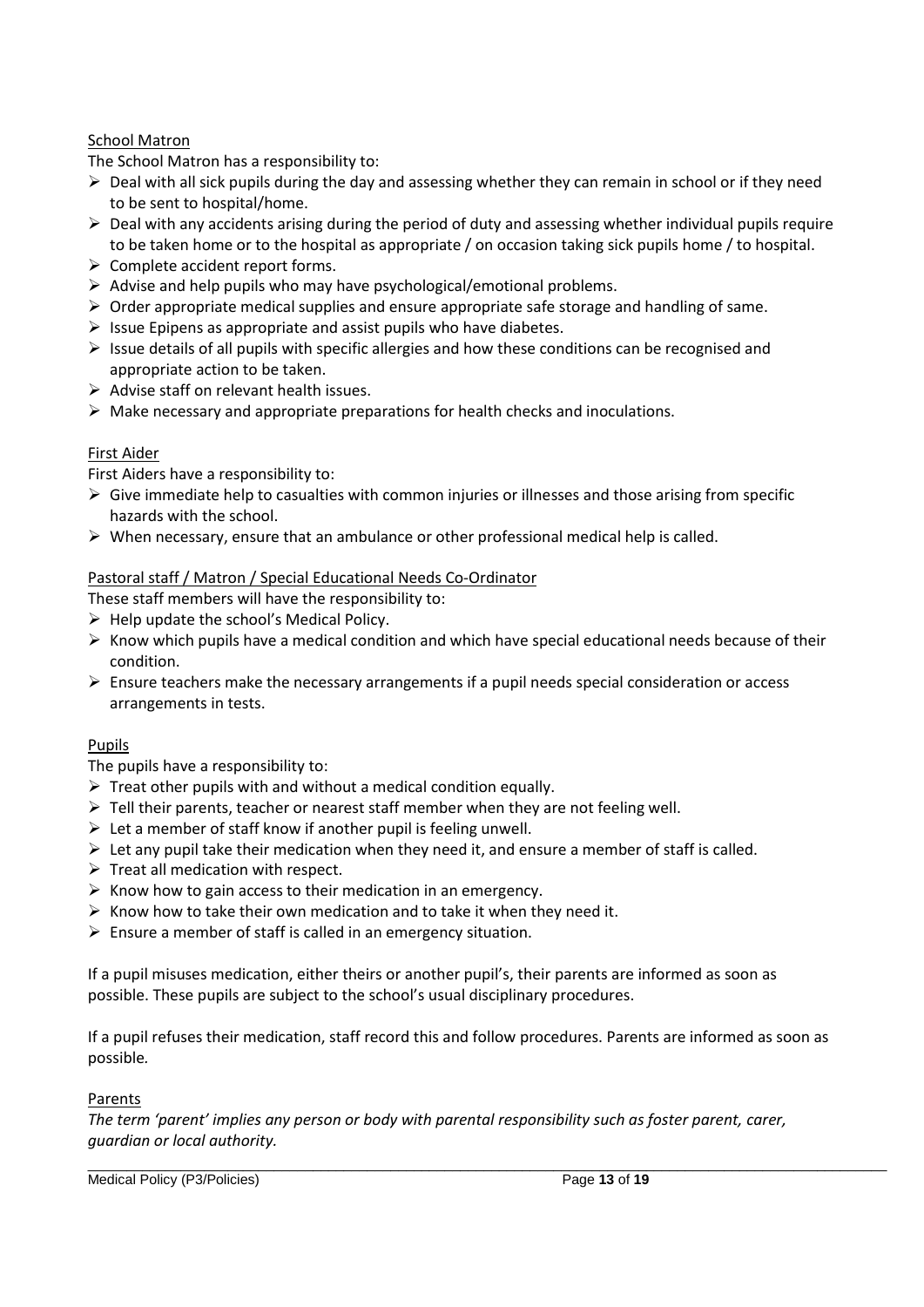School Matron

The School Matron has a responsibility to:

- Deal with all sick pupils during the day and assessing whether they can remain in school or if they need to be sent to hospital/home.
- Deal with any accidents arising during the period of duty and assessing whether individual pupils require to be taken home or to the hospital as appropriate / on occasion taking sick pupils home / to hospital.
- Complete accident report forms.
- Advise and help pupils who may have psychological/emotional problems.
- Order appropriate medical supplies and ensure appropriate safe storage and handling of same.
- Issue Epipens as appropriate and assist pupils who have diabetes.
- Issue details of all pupils with specific allergies and how these conditions can be recognised and appropriate action to be taken.
- Advise staff on relevant health issues.
- Make necessary and appropriate preparations for health checks and inoculations.

First Aider

First Aiders have a responsibility to:

- Give immediate help to casualties with common injuries or illnesses and those arising from specific hazards with the school.
- When necessary, ensure that an ambulance or other professional medical help is called.

Pastoral staff / Matron / Special Educational Needs Co-Ordinator

These staff members will have the responsibility to:

- Help update the school's Medical Policy.
- Know which pupils have a medical condition and which have special educational needs because of their condition.
- Ensure teachers make the necessary arrangements if a pupil needs special consideration or access arrangements in tests.

Pupils

The pupils have a responsibility to:

- Treat other pupils with and without a medical condition equally.
- Tell their parents, teacher or nearest staff member when they are not feeling well.
- Let a member of staff know if another pupil is feeling unwell.
- Let any pupil take their medication when they need it, and ensure a member of staff is called.
- Treat all medication with respect.
- Know how to gain access to their medication in an emergency.
- Know how to take their own medication and to take it when they need it.
- Ensure a member of staff is called in an emergency situation.

If a pupil misuses medication, either theirs or another pupil's, their parents are informed as soon as possible. These pupils are subject to the school's usual disciplinary procedures.

If a pupil refuses their medication, staff record this and follow procedures. Parents are informed as soon as possible.

Parents

*The term 'parent' implies any person or body with parental responsibility such as foster parent, carer, guardian or local authority.*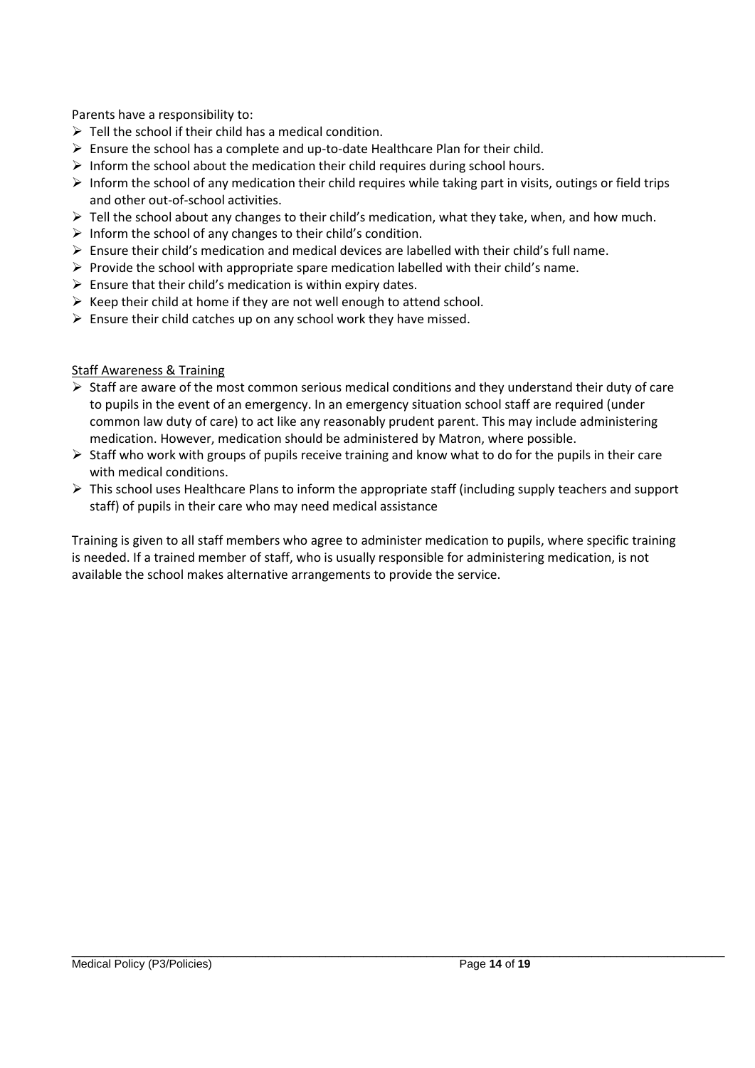Parents have a responsibility to:

- Tell the school if their child has a medical condition.
- Ensure the school has a complete and up-to-date Healthcare Plan for their child.
- Inform the school about the medication their child requires during school hours.
- Inform the school of any medication their child requires while taking part in visits, outings or field trips and other out-of-school activities.
- Tell the school about any changes to their child's medication, what they take, when, and how much.
- Inform the school of any changes to their child's condition.
- Ensure their child's medication and medical devices are labelled with their child's full name.
- Provide the school with appropriate spare medication labelled with their child's name.
- Ensure that their child's medication is within expiry dates.
- Keep their child at home if they are not well enough to attend school.
- Ensure their child catches up on any school work they have missed.

<u>Staff Awareness & Training</u>

- Staff are aware of the most common serious medical conditions and they understand their duty of care to pupils in the event of an emergency. In an emergency situation school staff are required (under common law duty of care) to act like any reasonably prudent parent. This may include administering medication. However, medication should be administered by Matron, where possible.
- Staff who work with groups of pupils receive training and know what to do for the pupils in their care with medical conditions.
- This school uses Healthcare Plans to inform the appropriate staff (including supply teachers and support staff) of pupils in their care who may need medical assistance

Training is given to all staff members who agree to administer medication to pupils, where specific training is needed. If a trained member of staff, who is usually responsible for administering medication, is not available the school makes alternative arrangements to provide the service.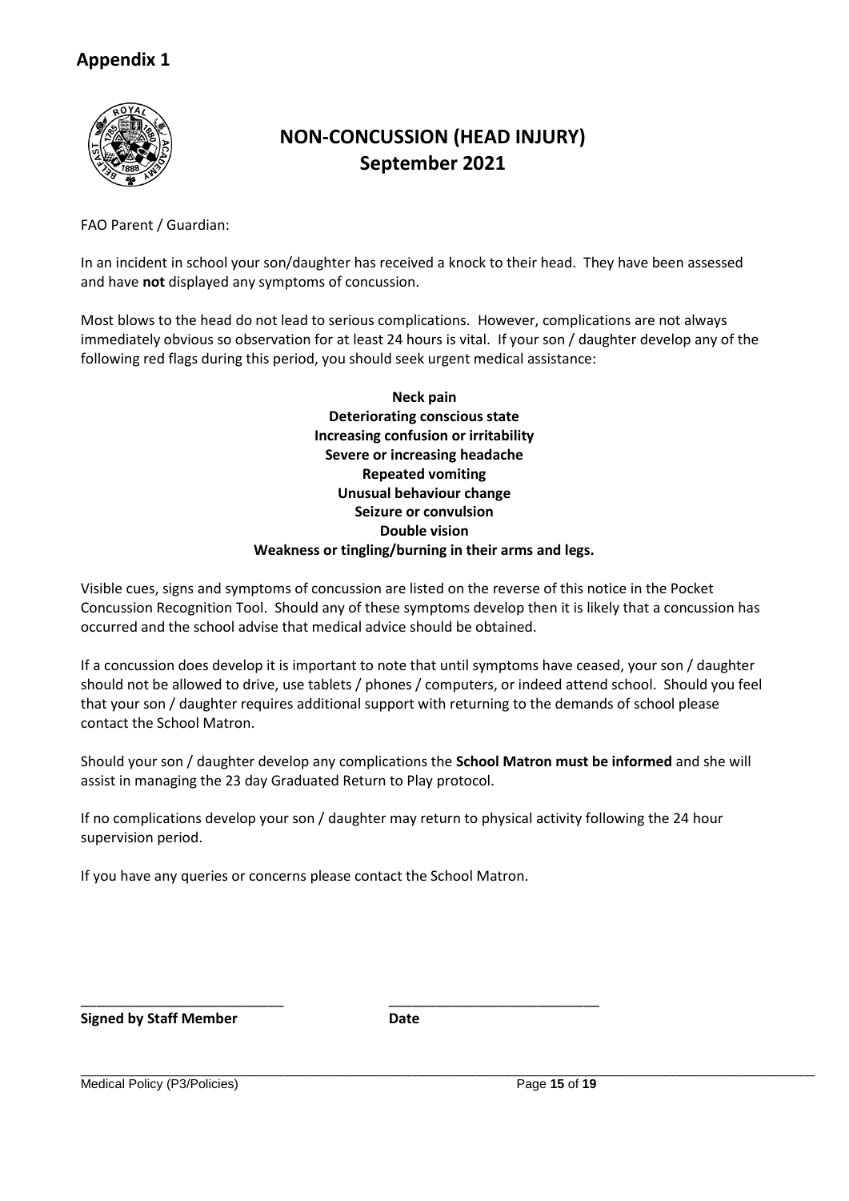## Appendix 1

# NON-CONCUSSION (HEAD INJURY)
# September 2021

FAO Parent / Guardian:

In an incident in school your son/daughter has received a knock to their head. They have been assessed and have **not** displayed any symptoms of concussion.

Most blows to the head do not lead to serious complications. However, complications are not always immediately obvious so observation for at least 24 hours is vital. If your son / daughter develop any of the following red flags during this period, you should seek urgent medical assistance:

**Neck pain**
**Deteriorating conscious state**
**Increasing confusion or irritability**
**Severe or increasing headache**
**Repeated vomiting**
**Unusual behaviour change**
**Seizure or convulsion**
**Double vision**
**Weakness or tingling/burning in their arms and legs.**

Visible cues, signs and symptoms of concussion are listed on the reverse of this notice in the Pocket Concussion Recognition Tool. Should any of these symptoms develop then it is likely that a concussion has occurred and the school advise that medical advice should be obtained.

If a concussion does develop it is important to note that until symptoms have ceased, your son / daughter should not be allowed to drive, use tablets / phones / computers, or indeed attend school. Should you feel that your son / daughter requires additional support with returning to the demands of school please contact the School Matron.

Should your son / daughter develop any complications the **School Matron must be informed** and she will assist in managing the 23 day Graduated Return to Play protocol.

If no complications develop your son / daughter may return to physical activity following the 24 hour supervision period.

If you have any queries or concerns please contact the School Matron.

\_\_\_\_\_\_\_\_\_\_\_\_\_\_\_\_\_\_\_\_\_\_\_\_\_\_\_ &nbsp;&nbsp;&nbsp;&nbsp; \_\_\_\_\_\_\_\_\_\_\_\_\_\_\_\_\_\_\_\_\_\_\_\_\_\_\_

**Signed by Staff Member** &nbsp;&nbsp;&nbsp;&nbsp; **Date**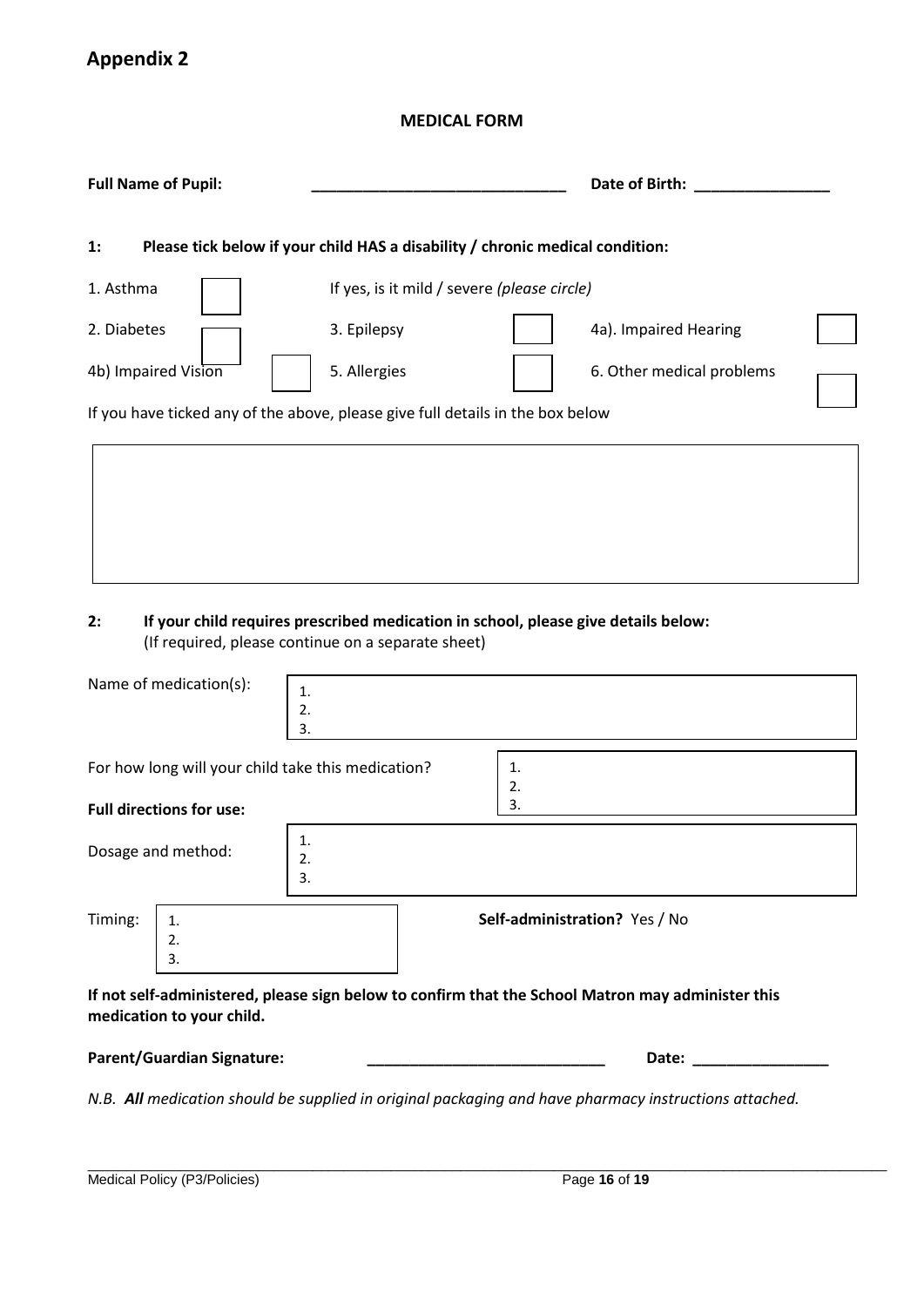# Appendix 2

**MEDICAL FORM**

**Full Name of Pupil:** ______________________________ **Date of Birth:** ________________

**1: Please tick below if your child HAS a disability / chronic medical condition:**

| | | | | | |
|---|---|---|---|---|---|
| 1. Asthma | ☐ | If yes, is it mild / severe *(please circle)* | | | |
| 2. Diabetes | ☐ | 3. Epilepsy | ☐ | 4a). Impaired Hearing | ☐ |
| 4b) Impaired Vision | ☐ | 5. Allergies | ☐ | 6. Other medical problems | ☐ |

If you have ticked any of the above, please give full details in the box below

| |
|---|
| |

**2: If your child requires prescribed medication in school, please give details below:**
(If required, please continue on a separate sheet)

Name of medication(s):
1.
2.
3.

For how long will your child take this medication?
1.
2.
3.

**Full directions for use:**

Dosage and method:
1.
2.
3.

Timing:
1.
2.
3.

**Self-administration?** Yes / No

**If not self-administered, please sign below to confirm that the School Matron may administer this medication to your child.**

**Parent/Guardian Signature:** ____________________________ **Date:** ________________

*N.B. **All** medication should be supplied in original packaging and have pharmacy instructions attached.*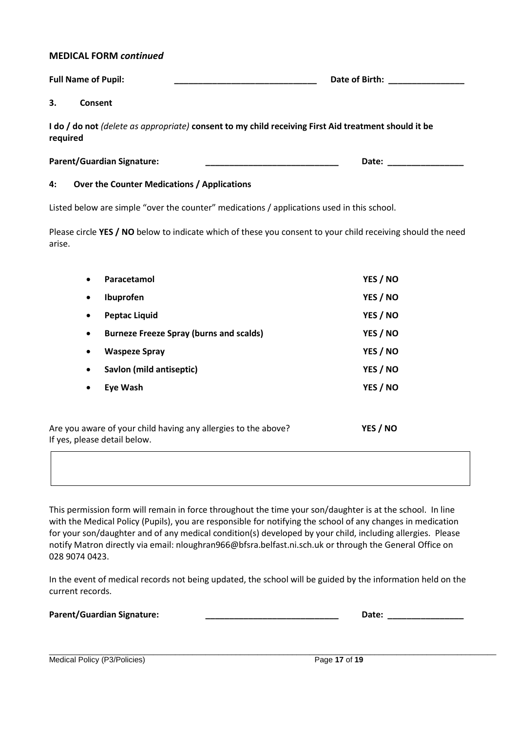**MEDICAL FORM *continued***

**Full Name of Pupil:** ______________________________ **Date of Birth:** ________________

**3. Consent**

**I do / do not** *(delete as appropriate)* **consent to my child receiving First Aid treatment should it be required**

**Parent/Guardian Signature:** ____________________________ **Date:** ________________

**4: Over the Counter Medications / Applications**

Listed below are simple "over the counter" medications / applications used in this school.

Please circle **YES / NO** below to indicate which of these you consent to your child receiving should the need arise.

- **Paracetamol** **YES / NO**
- **Ibuprofen** **YES / NO**
- **Peptac Liquid** **YES / NO**
- **Burneze Freeze Spray (burns and scalds)** **YES / NO**
- **Waspeze Spray** **YES / NO**
- **Savlon (mild antiseptic)** **YES / NO**
- **Eye Wash** **YES / NO**

Are you aware of your child having any allergies to the above? **YES / NO**
If yes, please detail below.

| |
|---|
| |

This permission form will remain in force throughout the time your son/daughter is at the school. In line with the Medical Policy (Pupils), you are responsible for notifying the school of any changes in medication for your son/daughter and of any medical condition(s) developed by your child, including allergies. Please notify Matron directly via email: nloughran966@bfsra.belfast.ni.sch.uk or through the General Office on 028 9074 0423.

In the event of medical records not being updated, the school will be guided by the information held on the current records.

**Parent/Guardian Signature:** ____________________________ **Date:** ________________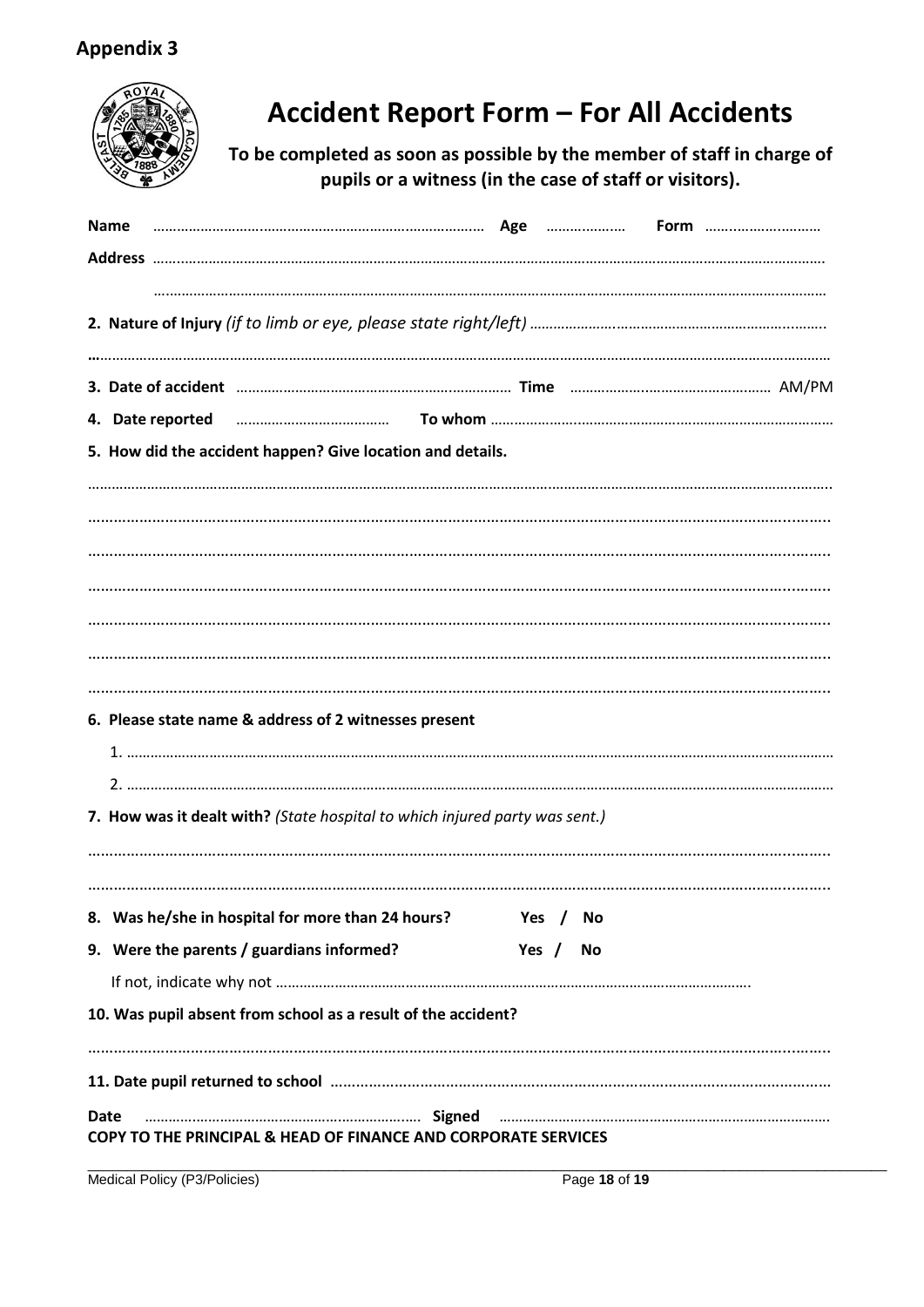## Appendix 3

# Accident Report Form – For All Accidents

**To be completed as soon as possible by the member of staff in charge of pupils or a witness (in the case of staff or visitors).**

**Name** ………………………………………………………………………… **Age** ……………… **Form** ……………………

**Address** ………………………………………………………………………………………………………………………………

………………………………………………………………………………………………………………………………

**2. Nature of Injury** *(if to limb or eye, please state right/left)* ……………………………………………………………

………………………………………………………………………………………………………………………………

**3. Date of accident** ……………………………………………………… **Time** …………………………………… AM/PM

**4. Date reported** ………………………… **To whom** ……………………………………………………………………

**5. How did the accident happen? Give location and details.**

………………………………………………………………………………………………………………………………

………………………………………………………………………………………………………………………………

………………………………………………………………………………………………………………………………

………………………………………………………………………………………………………………………………

………………………………………………………………………………………………………………………………

………………………………………………………………………………………………………………………………

………………………………………………………………………………………………………………………………

**6. Please state name & address of 2 witnesses present**

1. ……………………………………………………………………………………………………………………………
2. ……………………………………………………………………………………………………………………………

**7. How was it dealt with?** *(State hospital to which injured party was sent.)*

………………………………………………………………………………………………………………………………

………………………………………………………………………………………………………………………………

**8. Was he/she in hospital for more than 24 hours?** **Yes / No**

**9. Were the parents / guardians informed?** **Yes / No**

If not, indicate why not ……………………………………………………………………………………………

**10. Was pupil absent from school as a result of the accident?**

………………………………………………………………………………………………………………………………

**11. Date pupil returned to school** …………………………………………………………………………………………

**Date** ………………………………………………… **Signed** ………………………………………………………………

**COPY TO THE PRINCIPAL & HEAD OF FINANCE AND CORPORATE SERVICES**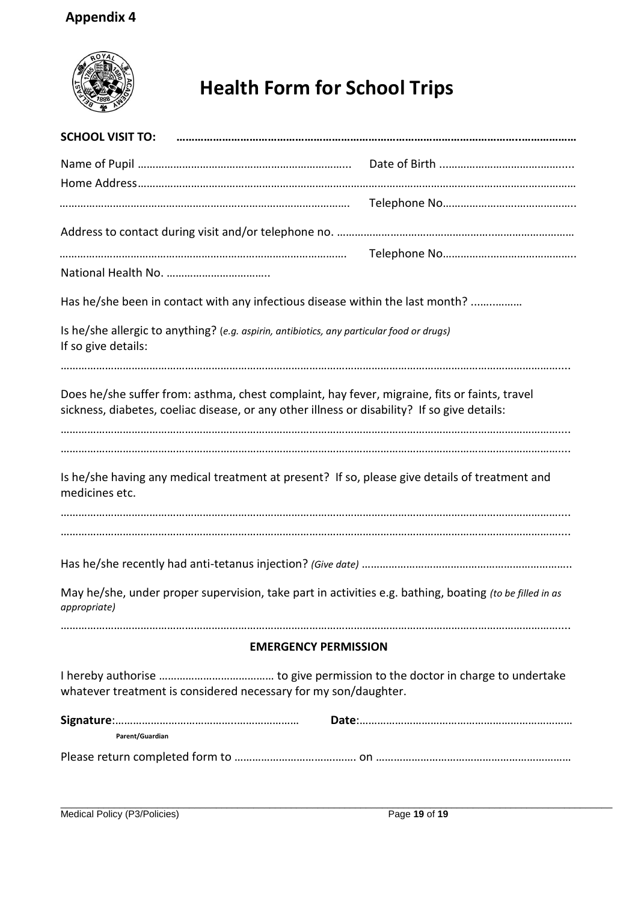**Appendix 4**

# Health Form for School Trips

**SCHOOL VISIT TO:** ……………………………………………………………………………………………………………………

Name of Pupil ……………………………………………………………….. Date of Birth ……………………………………..

Home Address……………………………………………………………………………………………………………………………

……………………………………………………………………………………. Telephone No……………………………………..

Address to contact during visit and/or telephone no. ………………………………………………………………………

……………………………………………………………………………………. Telephone No……………………………………..

National Health No. ……………………………..

Has he/she been in contact with any infectious disease within the last month? ……………

Is he/she allergic to anything? (*e.g. aspirin, antibiotics, any particular food or drugs*)
If so give details:

………………………………………………………………………………………………………………………………………………..

Does he/she suffer from: asthma, chest complaint, hay fever, migraine, fits or faints, travel sickness, diabetes, coeliac disease, or any other illness or disability? If so give details:

………………………………………………………………………………………………………………………………………………..

………………………………………………………………………………………………………………………………………………..

Is he/she having any medical treatment at present? If so, please give details of treatment and medicines etc.

………………………………………………………………………………………………………………………………………………..

………………………………………………………………………………………………………………………………………………..

Has he/she recently had anti-tetanus injection? *(Give date)* ……………………………………………………………..

May he/she, under proper supervision, take part in activities e.g. bathing, boating *(to be filled in as appropriate)*

………………………………………………………………………………………………………………………………………………..

**EMERGENCY PERMISSION**

I hereby authorise ………………………………… to give permission to the doctor in charge to undertake whatever treatment is considered necessary for my son/daughter.

**Signature**:…………………………………………………… **Date**:………………………………………………………………
Parent/Guardian

Please return completed form to …………………………………. on …………………………………………………………